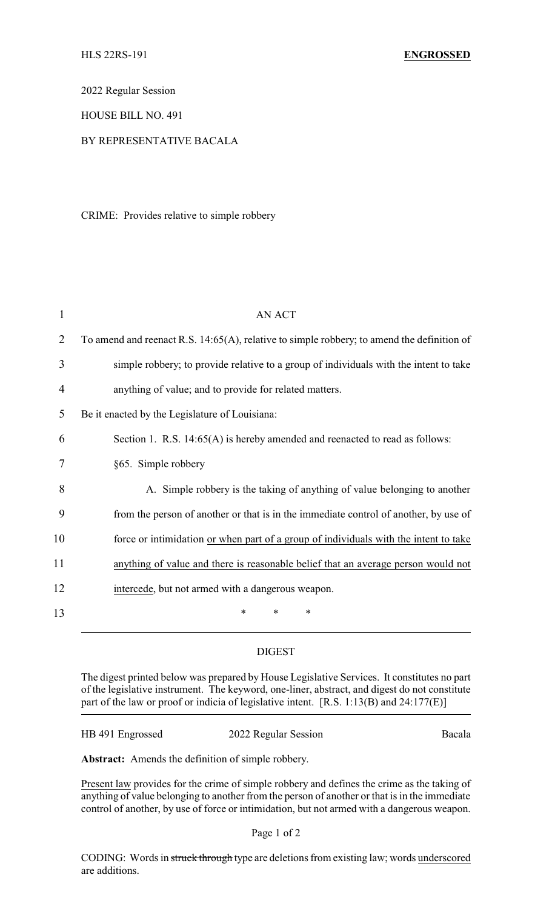HLS 22RS-191 **ENGROSSED**

2022 Regular Session

HOUSE BILL NO. 491

BY REPRESENTATIVE BACALA

CRIME: Provides relative to simple robbery

AN ACT

To amend and reenact R.S. 14:65(A), relative to simple robbery; to amend the definition of simple robbery; to provide relative to a group of individuals with the intent to take anything of value; and to provide for related matters.

Be it enacted by the Legislature of Louisiana:

Section 1. R.S. 14:65(A) is hereby amended and reenacted to read as follows:

§65. Simple robbery

A. Simple robbery is the taking of anything of value belonging to another from the person of another or that is in the immediate control of another, by use of force or intimidation <u>or when part of a group of individuals with the intent to take anything of value and there is reasonable belief that an average person would not intercede</u>, but not armed with a dangerous weapon.

\* \* \*

## DIGEST

The digest printed below was prepared by House Legislative Services. It constitutes no part of the legislative instrument. The keyword, one-liner, abstract, and digest do not constitute part of the law or proof or indicia of legislative intent. [R.S. 1:13(B) and 24:177(E)]

HB 491 Engrossed — 2022 Regular Session — Bacala

**Abstract:** Amends the definition of simple robbery.

<u>Present law</u> provides for the crime of simple robbery and defines the crime as the taking of anything of value belonging to another from the person of another or that is in the immediate control of another, by use of force or intimidation, but not armed with a dangerous weapon.

CODING: Words in ~~struck through~~ type are deletions from existing law; words <u>underscored</u> are additions.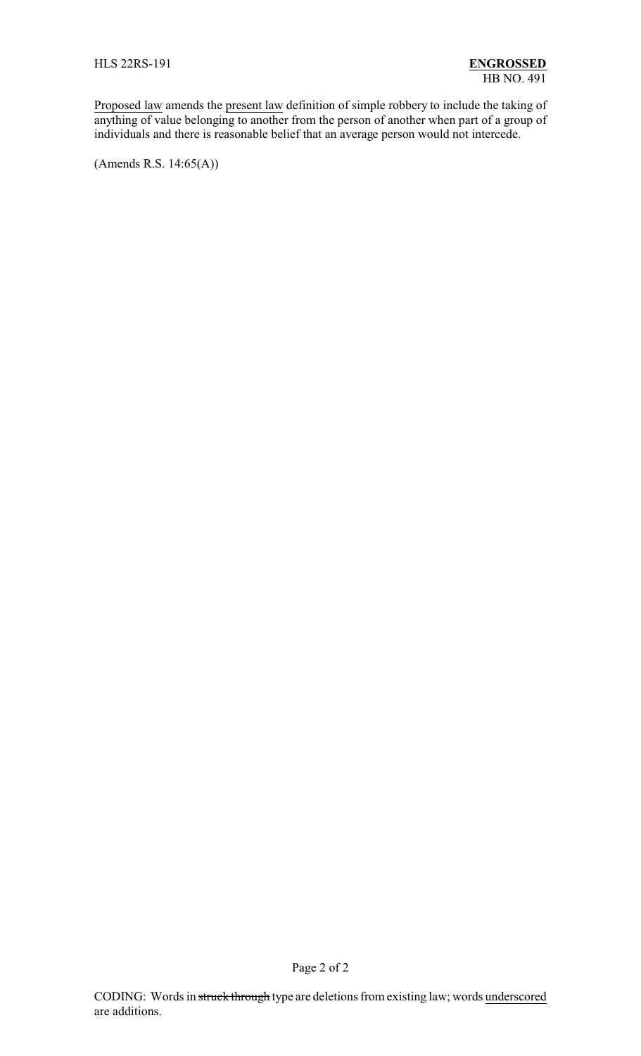Proposed law amends the present law definition of simple robbery to include the taking of anything of value belonging to another from the person of another when part of a group of individuals and there is reasonable belief that an average person would not intercede.

(Amends R.S. 14:65(A))

CODING: Words in ~~struck through~~ type are deletions from existing law; words underscored are additions.